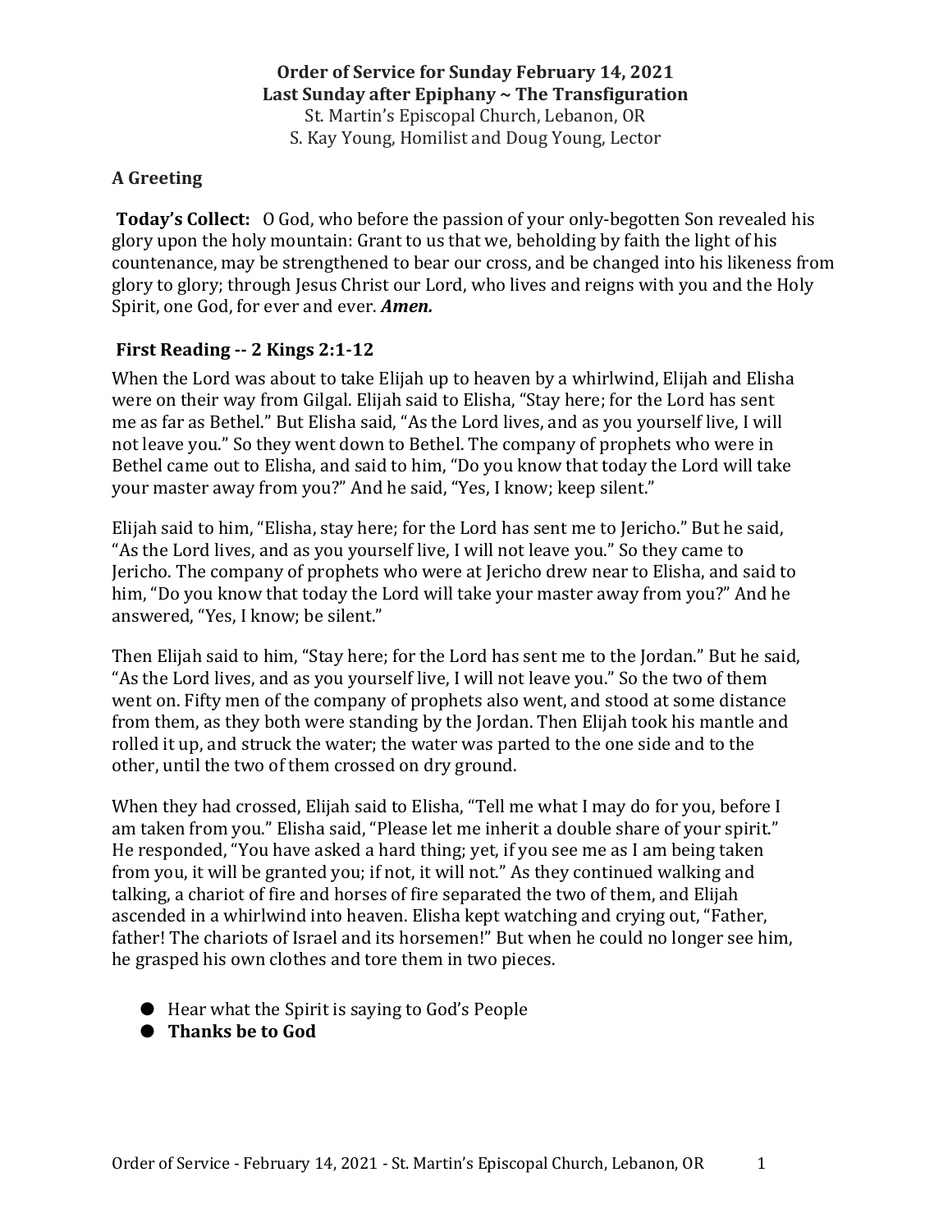**Order of Service for Sunday February 14, 2021**
**Last Sunday after Epiphany ~ The Transfiguration**
St. Martin's Episcopal Church, Lebanon, OR
S. Kay Young, Homilist and Doug Young, Lector

## A Greeting

**Today's Collect:** O God, who before the passion of your only-begotten Son revealed his glory upon the holy mountain: Grant to us that we, beholding by faith the light of his countenance, may be strengthened to bear our cross, and be changed into his likeness from glory to glory; through Jesus Christ our Lord, who lives and reigns with you and the Holy Spirit, one God, for ever and ever. ***Amen.***

## First Reading -- 2 Kings 2:1-12

When the Lord was about to take Elijah up to heaven by a whirlwind, Elijah and Elisha were on their way from Gilgal. Elijah said to Elisha, "Stay here; for the Lord has sent me as far as Bethel." But Elisha said, "As the Lord lives, and as you yourself live, I will not leave you." So they went down to Bethel. The company of prophets who were in Bethel came out to Elisha, and said to him, "Do you know that today the Lord will take your master away from you?" And he said, "Yes, I know; keep silent."

Elijah said to him, "Elisha, stay here; for the Lord has sent me to Jericho." But he said, "As the Lord lives, and as you yourself live, I will not leave you." So they came to Jericho. The company of prophets who were at Jericho drew near to Elisha, and said to him, "Do you know that today the Lord will take your master away from you?" And he answered, "Yes, I know; be silent."

Then Elijah said to him, "Stay here; for the Lord has sent me to the Jordan." But he said, "As the Lord lives, and as you yourself live, I will not leave you." So the two of them went on. Fifty men of the company of prophets also went, and stood at some distance from them, as they both were standing by the Jordan. Then Elijah took his mantle and rolled it up, and struck the water; the water was parted to the one side and to the other, until the two of them crossed on dry ground.

When they had crossed, Elijah said to Elisha, "Tell me what I may do for you, before I am taken from you." Elisha said, "Please let me inherit a double share of your spirit." He responded, "You have asked a hard thing; yet, if you see me as I am being taken from you, it will be granted you; if not, it will not." As they continued walking and talking, a chariot of fire and horses of fire separated the two of them, and Elijah ascended in a whirlwind into heaven. Elisha kept watching and crying out, "Father, father! The chariots of Israel and its horsemen!" But when he could no longer see him, he grasped his own clothes and tore them in two pieces.

- Hear what the Spirit is saying to God's People
- **Thanks be to God**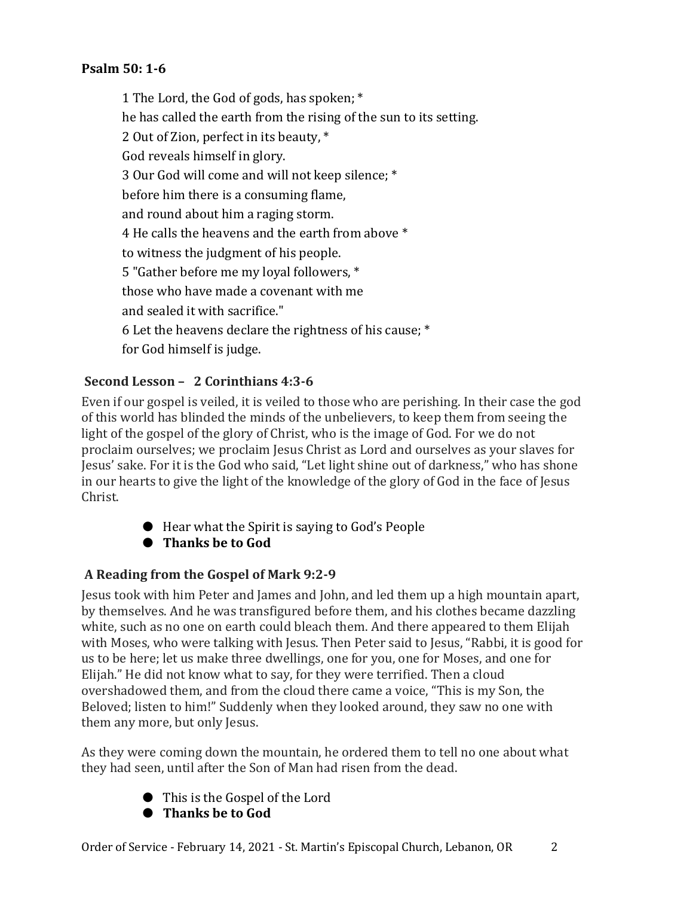**Psalm 50: 1-6**

1 The Lord, the God of gods, has spoken; *  
he has called the earth from the rising of the sun to its setting.  
2 Out of Zion, perfect in its beauty, *  
God reveals himself in glory.  
3 Our God will come and will not keep silence; *  
before him there is a consuming flame,  
and round about him a raging storm.  
4 He calls the heavens and the earth from above *  
to witness the judgment of his people.  
5 "Gather before me my loyal followers, *  
those who have made a covenant with me  
and sealed it with sacrifice."  
6 Let the heavens declare the rightness of his cause; *  
for God himself is judge.

**Second Lesson – 2 Corinthians 4:3-6**

Even if our gospel is veiled, it is veiled to those who are perishing. In their case the god of this world has blinded the minds of the unbelievers, to keep them from seeing the light of the gospel of the glory of Christ, who is the image of God. For we do not proclaim ourselves; we proclaim Jesus Christ as Lord and ourselves as your slaves for Jesus' sake. For it is the God who said, "Let light shine out of darkness," who has shone in our hearts to give the light of the knowledge of the glory of God in the face of Jesus Christ.

- Hear what the Spirit is saying to God's People
- **Thanks be to God**

**A Reading from the Gospel of Mark 9:2-9**

Jesus took with him Peter and James and John, and led them up a high mountain apart, by themselves. And he was transfigured before them, and his clothes became dazzling white, such as no one on earth could bleach them. And there appeared to them Elijah with Moses, who were talking with Jesus. Then Peter said to Jesus, "Rabbi, it is good for us to be here; let us make three dwellings, one for you, one for Moses, and one for Elijah." He did not know what to say, for they were terrified. Then a cloud overshadowed them, and from the cloud there came a voice, "This is my Son, the Beloved; listen to him!" Suddenly when they looked around, they saw no one with them any more, but only Jesus.

As they were coming down the mountain, he ordered them to tell no one about what they had seen, until after the Son of Man had risen from the dead.

- This is the Gospel of the Lord
- **Thanks be to God**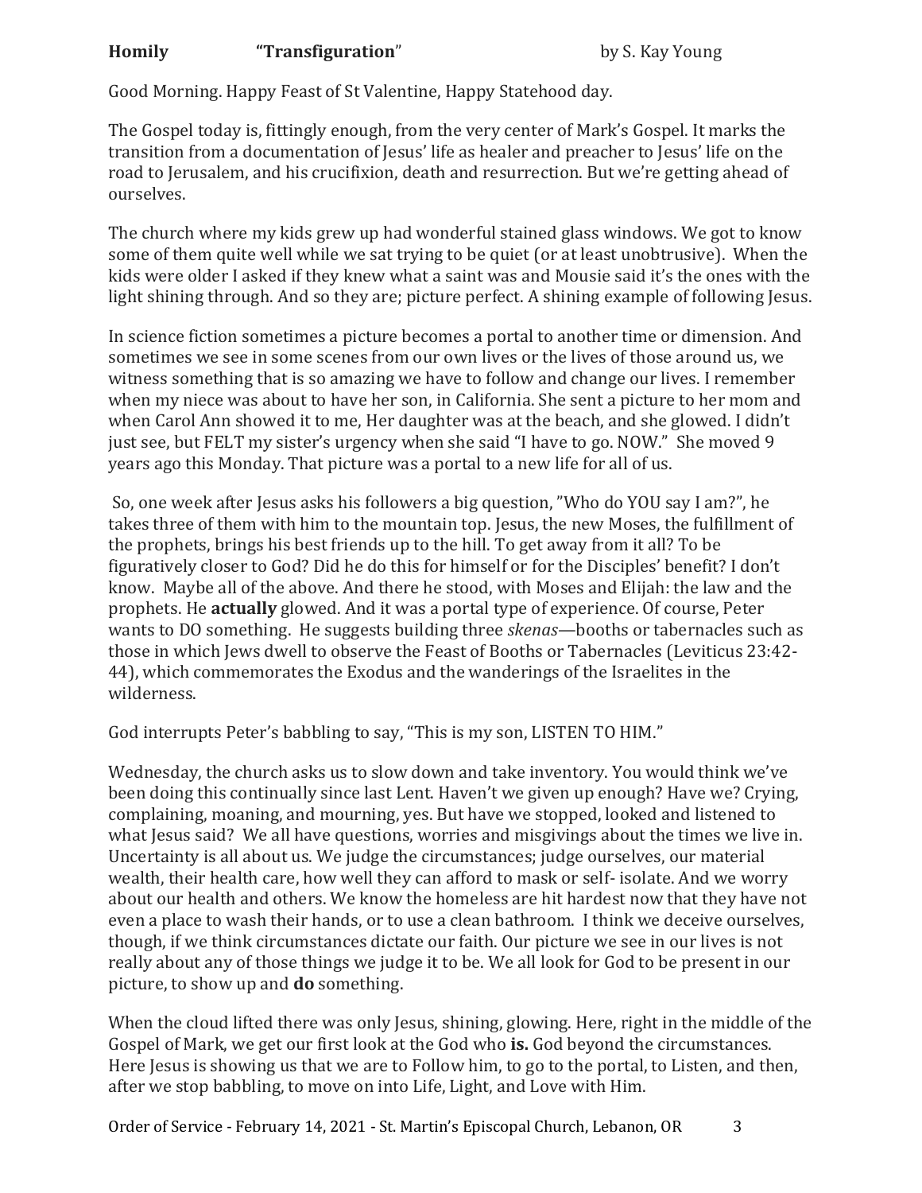**Homily** **"Transfiguration"** by S. Kay Young

Good Morning. Happy Feast of St Valentine, Happy Statehood day.

The Gospel today is, fittingly enough, from the very center of Mark's Gospel. It marks the transition from a documentation of Jesus' life as healer and preacher to Jesus' life on the road to Jerusalem, and his crucifixion, death and resurrection. But we're getting ahead of ourselves.

The church where my kids grew up had wonderful stained glass windows. We got to know some of them quite well while we sat trying to be quiet (or at least unobtrusive). When the kids were older I asked if they knew what a saint was and Mousie said it's the ones with the light shining through. And so they are; picture perfect. A shining example of following Jesus.

In science fiction sometimes a picture becomes a portal to another time or dimension. And sometimes we see in some scenes from our own lives or the lives of those around us, we witness something that is so amazing we have to follow and change our lives. I remember when my niece was about to have her son, in California. She sent a picture to her mom and when Carol Ann showed it to me, Her daughter was at the beach, and she glowed. I didn't just see, but FELT my sister's urgency when she said "I have to go. NOW." She moved 9 years ago this Monday. That picture was a portal to a new life for all of us.

So, one week after Jesus asks his followers a big question, "Who do YOU say I am?", he takes three of them with him to the mountain top. Jesus, the new Moses, the fulfillment of the prophets, brings his best friends up to the hill. To get away from it all? To be figuratively closer to God? Did he do this for himself or for the Disciples' benefit? I don't know. Maybe all of the above. And there he stood, with Moses and Elijah: the law and the prophets. He **actually** glowed. And it was a portal type of experience. Of course, Peter wants to DO something. He suggests building three *skenas*—booths or tabernacles such as those in which Jews dwell to observe the Feast of Booths or Tabernacles (Leviticus 23:42-44), which commemorates the Exodus and the wanderings of the Israelites in the wilderness.

God interrupts Peter's babbling to say, "This is my son, LISTEN TO HIM."

Wednesday, the church asks us to slow down and take inventory. You would think we've been doing this continually since last Lent. Haven't we given up enough? Have we? Crying, complaining, moaning, and mourning, yes. But have we stopped, looked and listened to what Jesus said? We all have questions, worries and misgivings about the times we live in. Uncertainty is all about us. We judge the circumstances; judge ourselves, our material wealth, their health care, how well they can afford to mask or self- isolate. And we worry about our health and others. We know the homeless are hit hardest now that they have not even a place to wash their hands, or to use a clean bathroom. I think we deceive ourselves, though, if we think circumstances dictate our faith. Our picture we see in our lives is not really about any of those things we judge it to be. We all look for God to be present in our picture, to show up and **do** something.

When the cloud lifted there was only Jesus, shining, glowing. Here, right in the middle of the Gospel of Mark, we get our first look at the God who **is.** God beyond the circumstances. Here Jesus is showing us that we are to Follow him, to go to the portal, to Listen, and then, after we stop babbling, to move on into Life, Light, and Love with Him.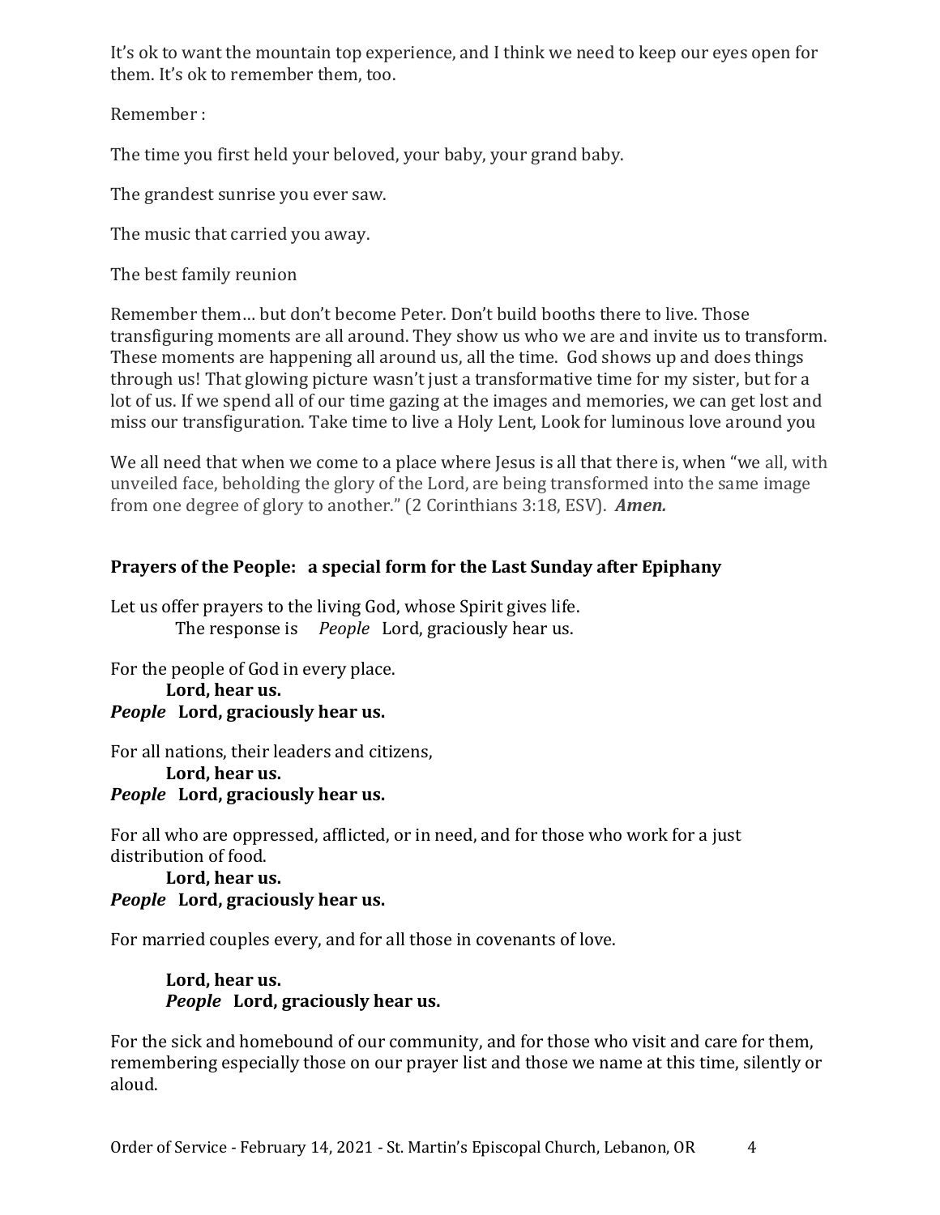It's ok to want the mountain top experience, and I think we need to keep our eyes open for them. It's ok to remember them, too.

Remember :

The time you first held your beloved, your baby, your grand baby.

The grandest sunrise you ever saw.

The music that carried you away.

The best family reunion

Remember them… but don't become Peter. Don't build booths there to live. Those transfiguring moments are all around. They show us who we are and invite us to transform. These moments are happening all around us, all the time. God shows up and does things through us! That glowing picture wasn't just a transformative time for my sister, but for a lot of us. If we spend all of our time gazing at the images and memories, we can get lost and miss our transfiguration. Take time to live a Holy Lent, Look for luminous love around you

We all need that when we come to a place where Jesus is all that there is, when "we all, with unveiled face, beholding the glory of the Lord, are being transformed into the same image from one degree of glory to another." (2 Corinthians 3:18, ESV). ***Amen.***

**Prayers of the People: a special form for the Last Sunday after Epiphany**

Let us offer prayers to the living God, whose Spirit gives life.
The response is *People* Lord, graciously hear us.

For the people of God in every place.
**Lord, hear us.**
***People*** **Lord, graciously hear us.**

For all nations, their leaders and citizens,
**Lord, hear us.**
***People*** **Lord, graciously hear us.**

For all who are oppressed, afflicted, or in need, and for those who work for a just distribution of food.
**Lord, hear us.**
***People*** **Lord, graciously hear us.**

For married couples every, and for all those in covenants of love.

**Lord, hear us.**
***People*** **Lord, graciously hear us.**

For the sick and homebound of our community, and for those who visit and care for them, remembering especially those on our prayer list and those we name at this time, silently or aloud.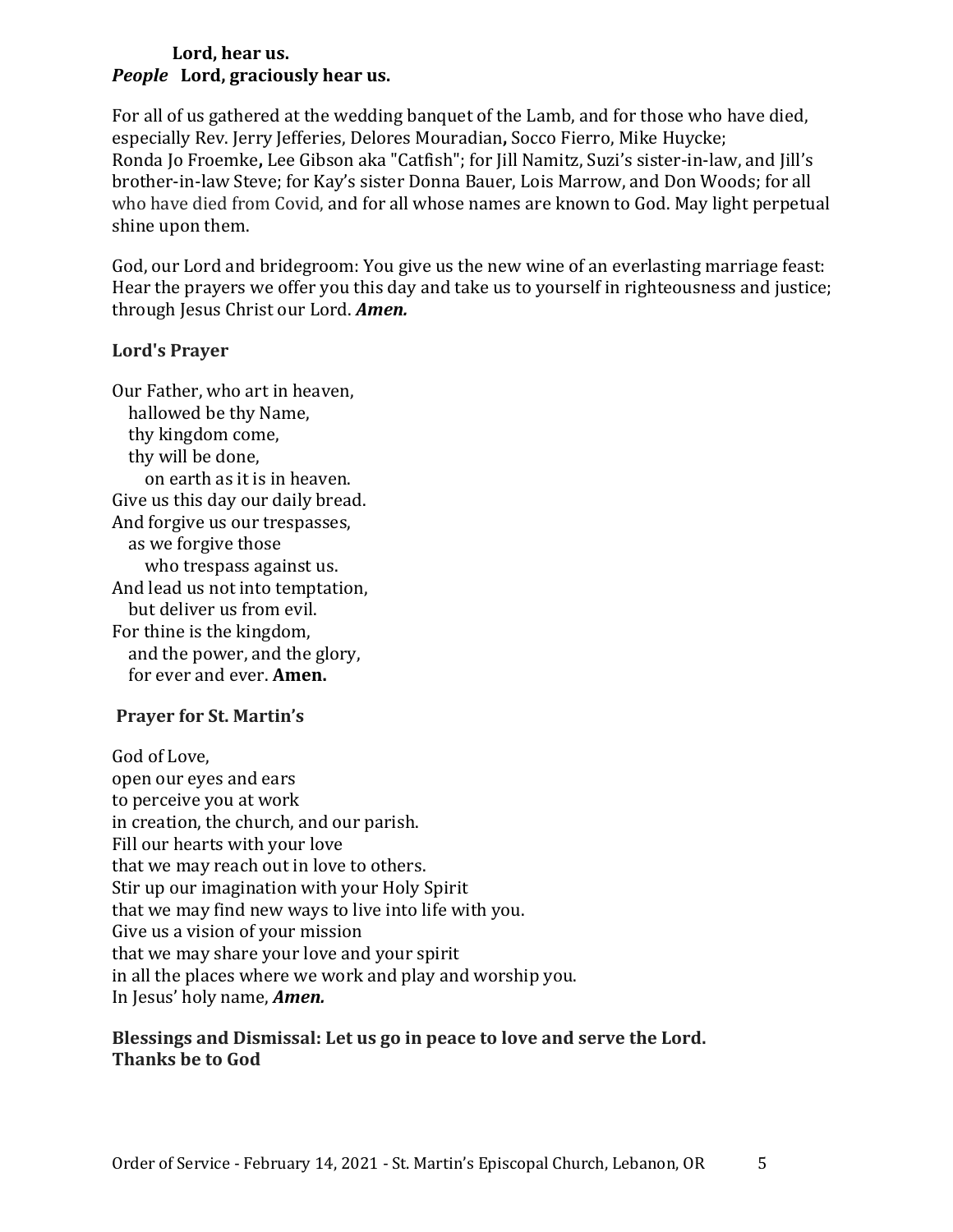**Lord, hear us.**
***People*** **Lord, graciously hear us.**

For all of us gathered at the wedding banquet of the Lamb, and for those who have died, especially Rev. Jerry Jefferies, Delores Mouradian**,** Socco Fierro, Mike Huycke; Ronda Jo Froemke**,** Lee Gibson aka "Catfish"; for Jill Namitz, Suzi's sister-in-law, and Jill's brother-in-law Steve; for Kay's sister Donna Bauer, Lois Marrow, and Don Woods; for all who have died from Covid, and for all whose names are known to God. May light perpetual shine upon them.

God, our Lord and bridegroom: You give us the new wine of an everlasting marriage feast: Hear the prayers we offer you this day and take us to yourself in righteousness and justice; through Jesus Christ our Lord. ***Amen.***

**Lord's Prayer**

Our Father, who art in heaven,
hallowed be thy Name,
thy kingdom come,
thy will be done,
on earth as it is in heaven.
Give us this day our daily bread.
And forgive us our trespasses,
as we forgive those
who trespass against us.
And lead us not into temptation,
but deliver us from evil.
For thine is the kingdom,
and the power, and the glory,
for ever and ever. **Amen.**

**Prayer for St. Martin's**

God of Love,
open our eyes and ears
to perceive you at work
in creation, the church, and our parish.
Fill our hearts with your love
that we may reach out in love to others.
Stir up our imagination with your Holy Spirit
that we may find new ways to live into life with you.
Give us a vision of your mission
that we may share your love and your spirit
in all the places where we work and play and worship you.
In Jesus' holy name, ***Amen.***

**Blessings and Dismissal: Let us go in peace to love and serve the Lord.**
**Thanks be to God**